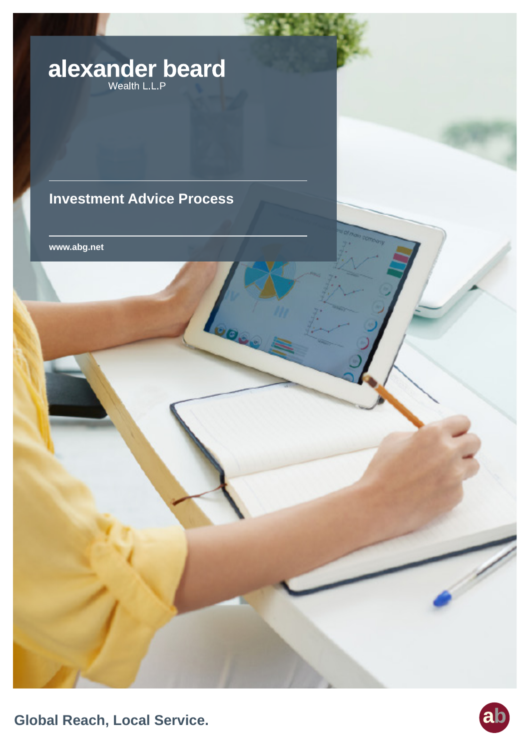# alexander beard

Wealth L.L.P

## Investment Advice Process

www.abg.net

**Global Reach, Local Service.**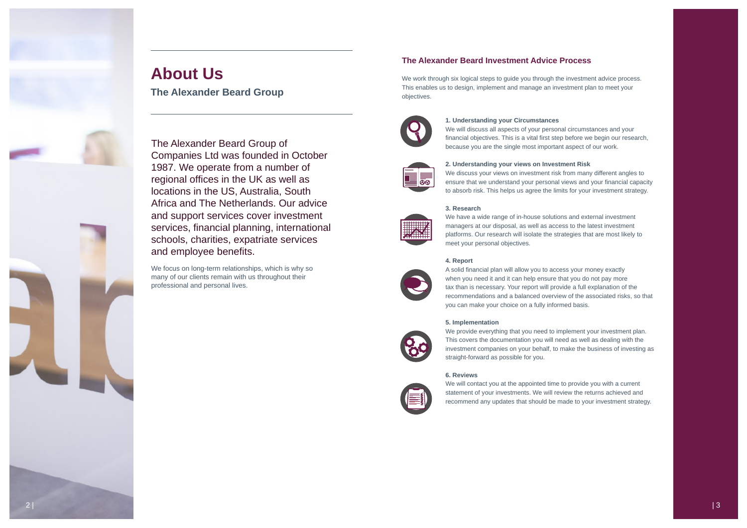# About Us

## The Alexander Beard Group

The Alexander Beard Group of Companies Ltd was founded in October 1987. We operate from a number of regional offices in the UK as well as locations in the US, Australia, South Africa and The Netherlands. Our advice and support services cover investment services, financial planning, international schools, charities, expatriate services and employee benefits.

We focus on long-term relationships, which is why so many of our clients remain with us throughout their professional and personal lives.

## The Alexander Beard Investment Advice Process

We work through six logical steps to guide you through the investment advice process. This enables us to design, implement and manage an investment plan to meet your objectives.

**1. Understanding your Circumstances**

We will discuss all aspects of your personal circumstances and your financial objectives. This is a vital first step before we begin our research, because you are the single most important aspect of our work.

**2. Understanding your views on Investment Risk**

We discuss your views on investment risk from many different angles to ensure that we understand your personal views and your financial capacity to absorb risk. This helps us agree the limits for your investment strategy.

**3. Research**

We have a wide range of in-house solutions and external investment managers at our disposal, as well as access to the latest investment platforms. Our research will isolate the strategies that are most likely to meet your personal objectives.

**4. Report**

A solid financial plan will allow you to access your money exactly when you need it and it can help ensure that you do not pay more tax than is necessary. Your report will provide a full explanation of the recommendations and a balanced overview of the associated risks, so that you can make your choice on a fully informed basis.

**5. Implementation**

We provide everything that you need to implement your investment plan. This covers the documentation you will need as well as dealing with the investment companies on your behalf, to make the business of investing as straight-forward as possible for you.

**6. Reviews**

We will contact you at the appointed time to provide you with a current statement of your investments. We will review the returns achieved and recommend any updates that should be made to your investment strategy.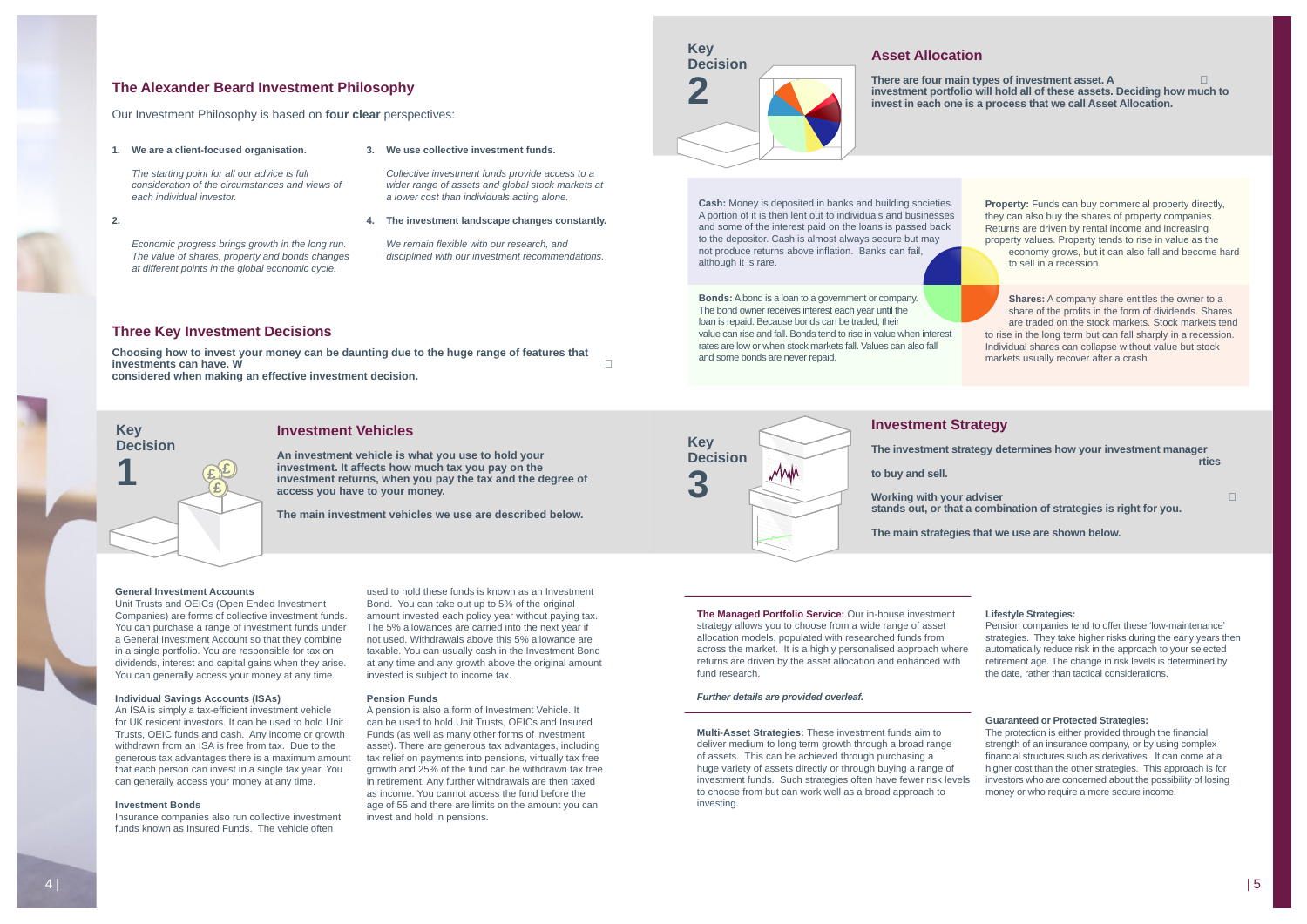## The Alexander Beard Investment Philosophy

Our Investment Philosophy is based on **four clear** perspectives:

1. **We are a client-focused organisation.**

   *The starting point for all our advice is full consideration of the circumstances and views of each individual investor.*

2. *Economic progress brings growth in the long run. The value of shares, property and bonds changes at different points in the global economic cycle.*

3. **We use collective investment funds.**

   *Collective investment funds provide access to a wider range of assets and global stock markets at a lower cost than individuals acting alone.*

4. **The investment landscape changes constantly.**

   *We remain flexible with our research, and disciplined with our investment recommendations.*

## Three Key Investment Decisions

**Choosing how to invest your money can be daunting due to the huge range of features that investments can have. W**
**considered when making an effective investment decision.**

### Key Decision 1

## Investment Vehicles

**An investment vehicle is what you use to hold your investment. It affects how much tax you pay on the investment returns, when you pay the tax and the degree of access you have to your money.**

**The main investment vehicles we use are described below.**

**General Investment Accounts**
Unit Trusts and OEICs (Open Ended Investment Companies) are forms of collective investment funds. You can purchase a range of investment funds under a General Investment Account so that they combine in a single portfolio. You are responsible for tax on dividends, interest and capital gains when they arise. You can generally access your money at any time.

**Individual Savings Accounts (ISAs)**
An ISA is simply a tax-efficient investment vehicle for UK resident investors. It can be used to hold Unit Trusts, OEIC funds and cash. Any income or growth withdrawn from an ISA is free from tax. Due to the generous tax advantages there is a maximum amount that each person can invest in a single tax year. You can generally access your money at any time.

**Investment Bonds**
Insurance companies also run collective investment funds known as Insured Funds. The vehicle often used to hold these funds is known as an Investment Bond. You can take out up to 5% of the original amount invested each policy year without paying tax. The 5% allowances are carried into the next year if not used. Withdrawals above this 5% allowance are taxable. You can usually cash in the Investment Bond at any time and any growth above the original amount invested is subject to income tax.

**Pension Funds**
A pension is also a form of Investment Vehicle. It can be used to hold Unit Trusts, OEICs and Insured Funds (as well as many other forms of investment asset). There are generous tax advantages, including tax relief on payments into pensions, virtually tax free growth and 25% of the fund can be withdrawn tax free in retirement. Any further withdrawals are then taxed as income. You cannot access the fund before the age of 55 and there are limits on the amount you can invest and hold in pensions.

### Key Decision 2

## Asset Allocation

**There are four main types of investment asset. A investment portfolio will hold all of these assets. Deciding how much to invest in each one is a process that we call Asset Allocation.**

**Cash:** Money is deposited in banks and building societies. A portion of it is then lent out to individuals and businesses and some of the interest paid on the loans is passed back to the depositor. Cash is almost always secure but may not produce returns above inflation. Banks can fail, although it is rare.

**Property:** Funds can buy commercial property directly, they can also buy the shares of property companies. Returns are driven by rental income and increasing property values. Property tends to rise in value as the economy grows, but it can also fall and become hard to sell in a recession.

**Bonds:** A bond is a loan to a government or company. The bond owner receives interest each year until the loan is repaid. Because bonds can be traded, their value can rise and fall. Bonds tend to rise in value when interest rates are low or when stock markets fall. Values can also fall and some bonds are never repaid.

**Shares:** A company share entitles the owner to a share of the profits in the form of dividends. Shares are traded on the stock markets. Stock markets tend to rise in the long term but can fall sharply in a recession. Individual shares can collapse without value but stock markets usually recover after a crash.

### Key Decision 3

## Investment Strategy

**The investment strategy determines how your investment manager rties to buy and sell.**

**Working with your adviser stands out, or that a combination of strategies is right for you.**

**The main strategies that we use are shown below.**

**The Managed Portfolio Service:** Our in-house investment strategy allows you to choose from a wide range of asset allocation models, populated with researched funds from across the market. It is a highly personalised approach where returns are driven by the asset allocation and enhanced with fund research.

***Further details are provided overleaf.***

**Multi-Asset Strategies:** These investment funds aim to deliver medium to long term growth through a broad range of assets. This can be achieved through purchasing a huge variety of assets directly or through buying a range of investment funds. Such strategies often have fewer risk levels to choose from but can work well as a broad approach to investing.

**Lifestyle Strategies:**
Pension companies tend to offer these 'low-maintenance' strategies. They take higher risks during the early years then automatically reduce risk in the approach to your selected retirement age. The change in risk levels is determined by the date, rather than tactical considerations.

**Guaranteed or Protected Strategies:**
The protection is either provided through the financial strength of an insurance company, or by using complex financial structures such as derivatives. It can come at a higher cost than the other strategies. This approach is for investors who are concerned about the possibility of losing money or who require a more secure income.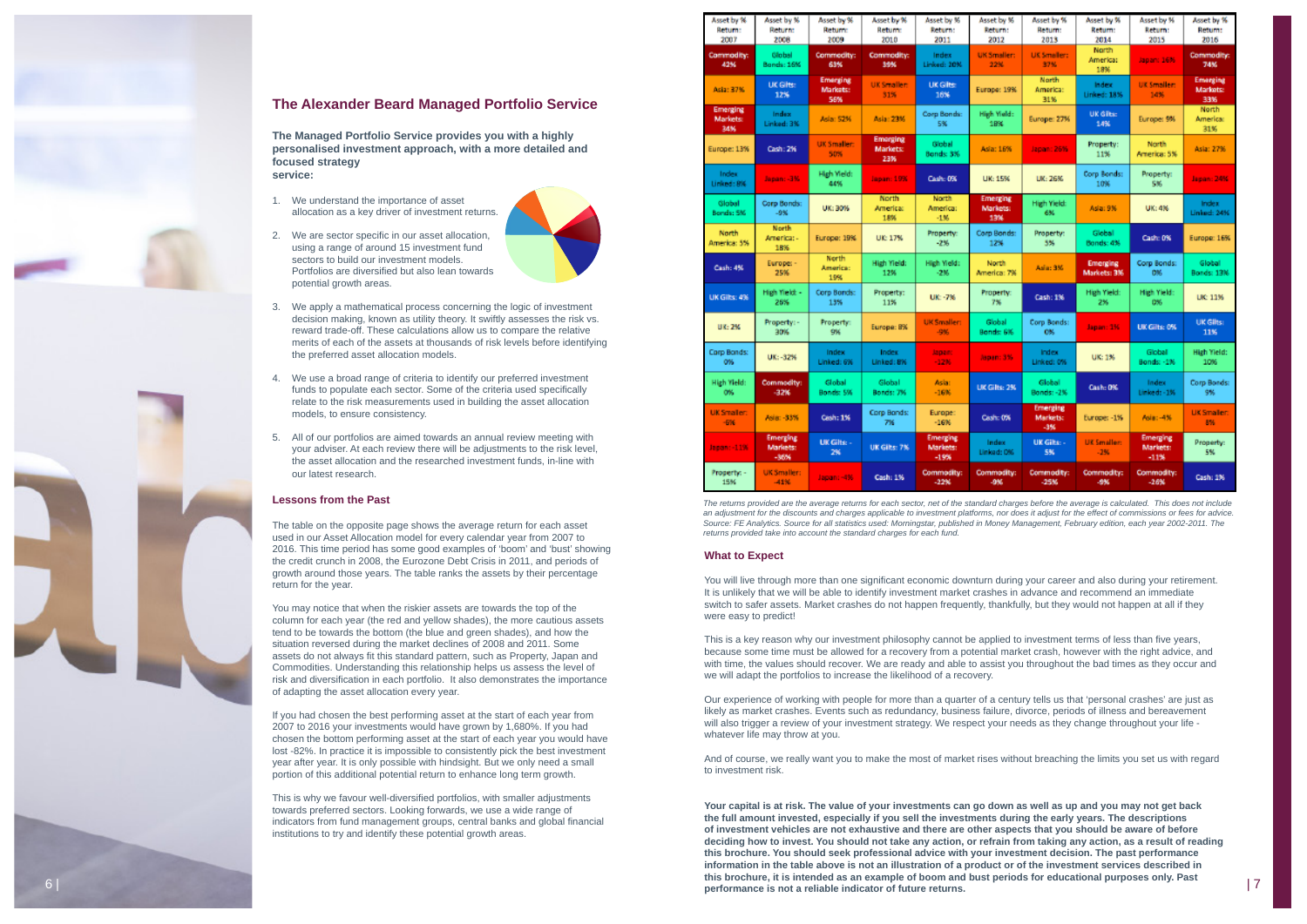## The Alexander Beard Managed Portfolio Service

**The Managed Portfolio Service provides you with a highly personalised investment approach, with a more detailed and focused strategy service:**

1. We understand the importance of asset allocation as a key driver of investment returns.
2. We are sector specific in our asset allocation, using a range of around 15 investment fund sectors to build our investment models. Portfolios are diversified but also lean towards potential growth areas.
3. We apply a mathematical process concerning the logic of investment decision making, known as utility theory. It swiftly assesses the risk vs. reward trade-off. These calculations allow us to compare the relative merits of each of the assets at thousands of risk levels before identifying the preferred asset allocation models.
4. We use a broad range of criteria to identify our preferred investment funds to populate each sector. Some of the criteria used specifically relate to the risk measurements used in building the asset allocation models, to ensure consistency.
5. All of our portfolios are aimed towards an annual review meeting with your adviser. At each review there will be adjustments to the risk level, the asset allocation and the researched investment funds, in-line with our latest research.

### Lessons from the Past

The table on the opposite page shows the average return for each asset used in our Asset Allocation model for every calendar year from 2007 to 2016. This time period has some good examples of 'boom' and 'bust' showing the credit crunch in 2008, the Eurozone Debt Crisis in 2011, and periods of growth around those years. The table ranks the assets by their percentage return for the year.

You may notice that when the riskier assets are towards the top of the column for each year (the red and yellow shades), the more cautious assets tend to be towards the bottom (the blue and green shades), and how the situation reversed during the market declines of 2008 and 2011. Some assets do not always fit this standard pattern, such as Property, Japan and Commodities. Understanding this relationship helps us assess the level of risk and diversification in each portfolio. It also demonstrates the importance of adapting the asset allocation every year.

If you had chosen the best performing asset at the start of each year from 2007 to 2016 your investments would have grown by 1,680%. If you had chosen the bottom performing asset at the start of each year you would have lost -82%. In practice it is impossible to consistently pick the best investment year after year. It is only possible with hindsight. But we only need a small portion of this additional potential return to enhance long term growth.

This is why we favour well-diversified portfolios, with smaller adjustments towards preferred sectors. Looking forwards, we use a wide range of indicators from fund management groups, central banks and global financial institutions to try and identify these potential growth areas.

| Asset by % Return: 2007 | Asset by % Return: 2008 | Asset by % Return: 2009 | Asset by % Return: 2010 | Asset by % Return: 2011 | Asset by % Return: 2012 | Asset by % Return: 2013 | Asset by % Return: 2014 | Asset by % Return: 2015 | Asset by % Return: 2016 |
|---|---|---|---|---|---|---|---|---|---|
| Commodity: 42% | Global Bonds: 16% | Commodity: 63% | Commodity: 39% | Index Linked: 20% | UK Smaller: 22% | UK Smaller: 37% | North America: 18% | Japan: 16% | Commodity: 74% |
| Asia: 37% | UK Gilts: 12% | Emerging Markets: 56% | UK Smaller: 31% | UK Gilts: 16% | Europe: 19% | North America: 31% | Index Linked: 18% | UK Smaller: 14% | Emerging Markets: 33% |
| Emerging Markets: 34% | Index Linked: 3% | Asia: 52% | Asia: 23% | Corp Bonds: 5% | High Yield: 18% | Europe: 27% | UK Gilts: 14% | Europe: 9% | North America: 31% |
| Europe: 13% | Cash: 2% | UK Smaller: 50% | Emerging Markets: 23% | Global Bonds: 3% | Asia: 16% | Japan: 26% | Property: 11% | North America: 5% | Asia: 27% |
| Index Linked: 8% | Japan: -3% | High Yield: 44% | Japan: 19% | Cash: 0% | UK: 15% | UK: 26% | Corp Bonds: 10% | Property: 5% | Japan: 24% |
| Global Bonds: 5% | Corp Bonds: -9% | UK: 30% | North America: 18% | North America: -1% | Emerging Markets: 13% | High Yield: 6% | Asia: 9% | UK: 4% | Index Linked: 24% |
| North America: 5% | North America: -18% | Europe: 19% | UK: 17% | Property: -2% | Corp Bonds: 12% | Property: 5% | Global Bonds: 4% | Cash: 0% | Europe: 16% |
| Cash: 4% | Europe: -25% | North America: 19% | High Yield: 12% | High Yield: -2% | North America: 7% | Asia: 3% | Emerging Markets: 3% | Corp Bonds: 0% | Global Bonds: 13% |
| UK Gilts: 4% | High Yield: -26% | Corp Bonds: 13% | Property: 11% | UK: -7% | Property: 7% | Cash: 1% | High Yield: 2% | High Yield: 0% | UK: 11% |
| UK: 2% | Property: -30% | Property: 9% | Europe: 8% | UK Smaller: -9% | Global Bonds: 6% | Corp Bonds: 0% | Japan: 1% | UK Gilts: 0% | UK Gilts: 11% |
| Corp Bonds: 0% | UK: -32% | Index Linked: 6% | Index Linked: 8% | Japan: -12% | Japan: 3% | Index Linked: 0% | UK: 1% | Global Bonds: -1% | High Yield: 10% |
| High Yield: 0% | Commodity: -32% | Global Bonds: 5% | Global Bonds: 7% | Asia: -16% | UK Gilts: 2% | Global Bonds: -2% | Cash: 0% | Index Linked: -1% | Corp Bonds: 9% |
| UK Smaller: -6% | Asia: -33% | Cash: 1% | Corp Bonds: 7% | Europe: -16% | Cash: 0% | Emerging Markets: -3% | Europe: -1% | Asia: -4% | UK Smaller: 8% |
| Japan: -11% | Emerging Markets: -36% | UK Gilts: -2% | UK Gilts: 7% | Emerging Markets: -19% | Index Linked: 0% | UK Gilts: -5% | UK Smaller: -2% | Emerging Markets: -11% | Property: 5% |
| Property: -15% | UK Smaller: -41% | Japan: -4% | Cash: 1% | Commodity: -22% | Commodity: -9% | Commodity: -25% | Commodity: -9% | Commodity: -26% | Cash: 1% |

*The returns provided are the average returns for each sector, net of the standard charges before the average is calculated. This does not include an adjustment for the discounts and charges applicable to investment platforms, nor does it adjust for the effect of commissions or fees for advice. Source: FE Analytics. Source for all statistics used: Morningstar, published in Money Management, February edition, each year 2002-2011. The returns provided take into account the standard charges for each fund.*

### What to Expect

You will live through more than one significant economic downturn during your career and also during your retirement. It is unlikely that we will be able to identify investment market crashes in advance and recommend an immediate switch to safer assets. Market crashes do not happen frequently, thankfully, but they would not happen at all if they were easy to predict!

This is a key reason why our investment philosophy cannot be applied to investment terms of less than five years, because some time must be allowed for a recovery from a potential market crash, however with the right advice, and with time, the values should recover. We are ready and able to assist you throughout the bad times as they occur and we will adapt the portfolios to increase the likelihood of a recovery.

Our experience of working with people for more than a quarter of a century tells us that 'personal crashes' are just as likely as market crashes. Events such as redundancy, business failure, divorce, periods of illness and bereavement will also trigger a review of your investment strategy. We respect your needs as they change throughout your life - whatever life may throw at you.

And of course, we really want you to make the most of market rises without breaching the limits you set us with regard to investment risk.

**Your capital is at risk. The value of your investments can go down as well as up and you may not get back the full amount invested, especially if you sell the investments during the early years. The descriptions of investment vehicles are not exhaustive and there are other aspects that you should be aware of before deciding how to invest. You should not take any action, or refrain from taking any action, as a result of reading this brochure. You should seek professional advice with your investment decision. The past performance information in the table above is not an illustration of a product or of the investment services described in this brochure, it is intended as an example of boom and bust periods for educational purposes only. Past performance is not a reliable indicator of future returns.**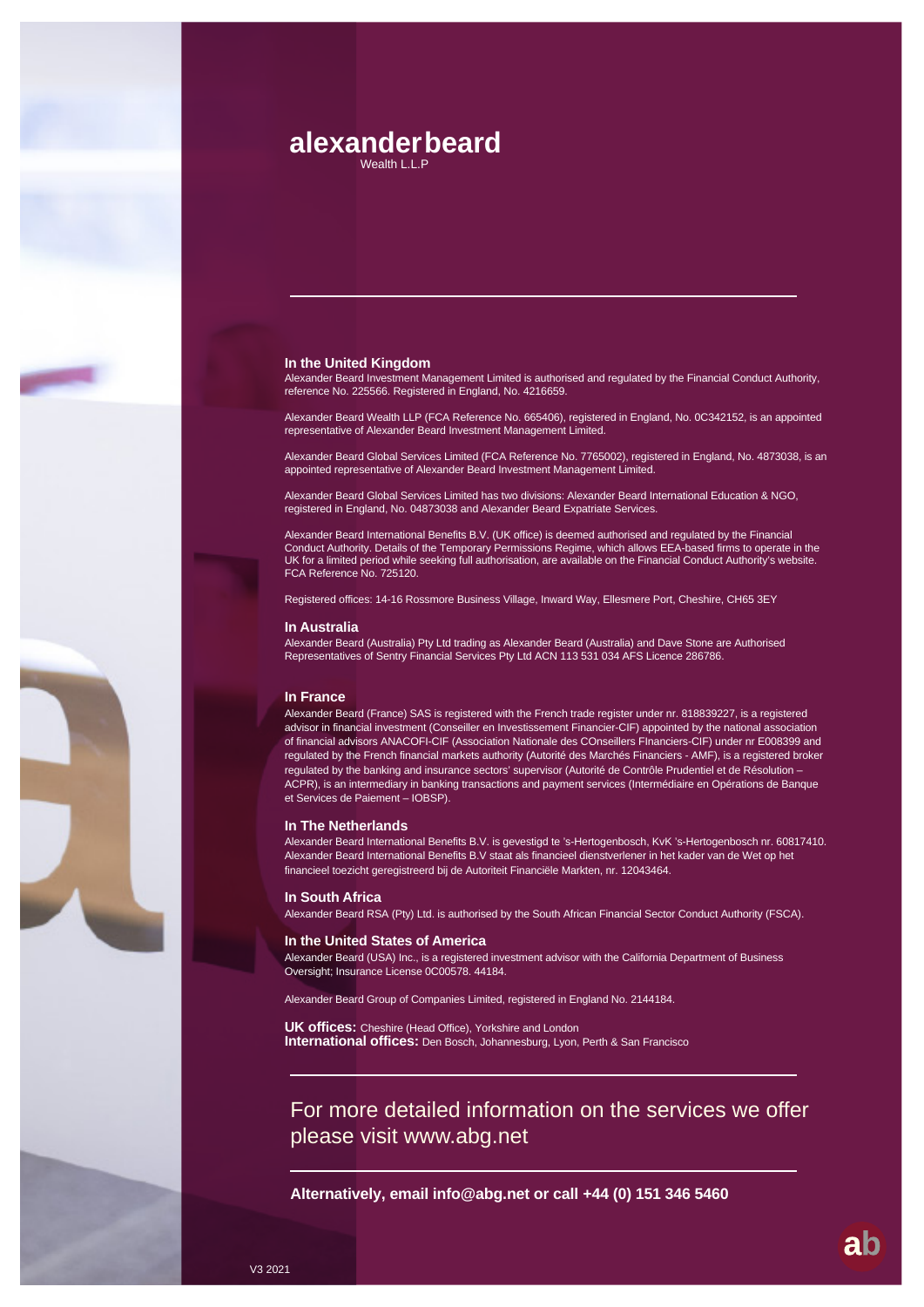# alexanderbeard

Wealth L.L.P

### In the United Kingdom

Alexander Beard Investment Management Limited is authorised and regulated by the Financial Conduct Authority, reference No. 225566. Registered in England, No. 4216659.

Alexander Beard Wealth LLP (FCA Reference No. 665406), registered in England, No. 0C342152, is an appointed representative of Alexander Beard Investment Management Limited.

Alexander Beard Global Services Limited (FCA Reference No. 7765002), registered in England, No. 4873038, is an appointed representative of Alexander Beard Investment Management Limited.

Alexander Beard Global Services Limited has two divisions: Alexander Beard International Education & NGO, registered in England, No. 04873038 and Alexander Beard Expatriate Services.

Alexander Beard International Benefits B.V. (UK office) is deemed authorised and regulated by the Financial Conduct Authority. Details of the Temporary Permissions Regime, which allows EEA-based firms to operate in the UK for a limited period while seeking full authorisation, are available on the Financial Conduct Authority's website. FCA Reference No. 725120.

Registered offices: 14-16 Rossmore Business Village, Inward Way, Ellesmere Port, Cheshire, CH65 3EY

### In Australia

Alexander Beard (Australia) Pty Ltd trading as Alexander Beard (Australia) and Dave Stone are Authorised Representatives of Sentry Financial Services Pty Ltd ACN 113 531 034 AFS Licence 286786.

### In France

Alexander Beard (France) SAS is registered with the French trade register under nr. 818839227, is a registered advisor in financial investment (Conseiller en Investissement Financier-CIF) appointed by the national association of financial advisors ANACOFI-CIF (Association Nationale des COnseillers FInanciers-CIF) under nr E008399 and regulated by the French financial markets authority (Autorité des Marchés Financiers - AMF), is a registered broker regulated by the banking and insurance sectors' supervisor (Autorité de Contrôle Prudentiel et de Résolution – ACPR), is an intermediary in banking transactions and payment services (Intermédiaire en Opérations de Banque et Services de Paiement – IOBSP).

### In The Netherlands

Alexander Beard International Benefits B.V. is gevestigd te 's-Hertogenbosch, KvK 's-Hertogenbosch nr. 60817410. Alexander Beard International Benefits B.V staat als financieel dienstverlener in het kader van de Wet op het financieel toezicht geregistreerd bij de Autoriteit Financiële Markten, nr. 12043464.

### In South Africa

Alexander Beard RSA (Pty) Ltd. is authorised by the South African Financial Sector Conduct Authority (FSCA).

### In the United States of America

Alexander Beard (USA) Inc., is a registered investment advisor with the California Department of Business Oversight; Insurance License 0C00578. 44184.

Alexander Beard Group of Companies Limited, registered in England No. 2144184.

**UK offices:** Cheshire (Head Office), Yorkshire and London
**International offices:** Den Bosch, Johannesburg, Lyon, Perth & San Francisco

For more detailed information on the services we offer please visit www.abg.net

**Alternatively, email info@abg.net or call +44 (0) 151 346 5460**

V3 2021